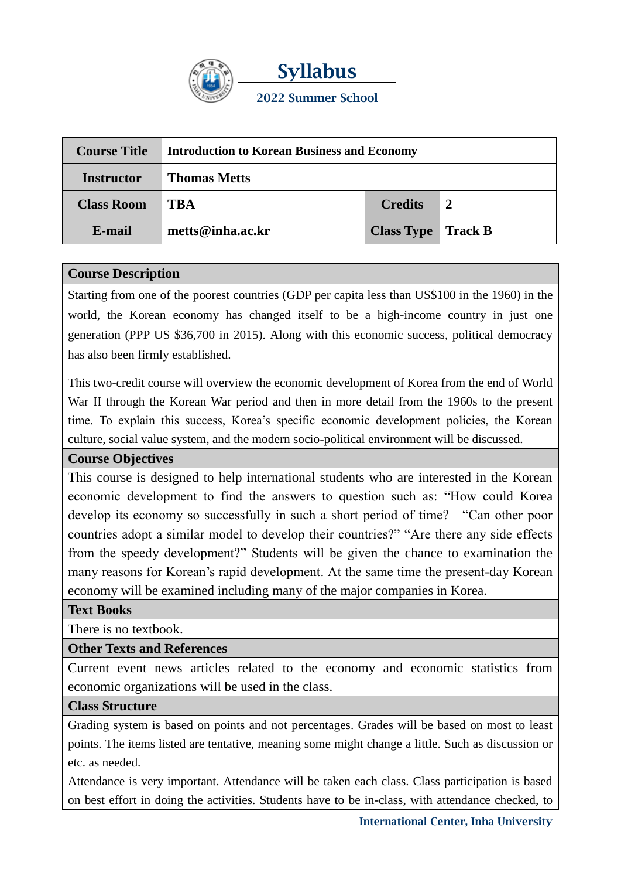# Syllabus

## 2022 Summer School

| Course Title | Introduction to Korean Business and Economy | | |
|---|---|---|---|
| Instructor | Thomas Metts | | |
| Class Room | TBA | Credits | 2 |
| E-mail | metts@inha.ac.kr | Class Type | Track B |

### Course Description

Starting from one of the poorest countries (GDP per capita less than US$100 in the 1960) in the world, the Korean economy has changed itself to be a high-income country in just one generation (PPP US $36,700 in 2015). Along with this economic success, political democracy has also been firmly established.

This two-credit course will overview the economic development of Korea from the end of World War II through the Korean War period and then in more detail from the 1960s to the present time. To explain this success, Korea's specific economic development policies, the Korean culture, social value system, and the modern socio-political environment will be discussed.

### Course Objectives

This course is designed to help international students who are interested in the Korean economic development to find the answers to question such as: "How could Korea develop its economy so successfully in such a short period of time? "Can other poor countries adopt a similar model to develop their countries?" "Are there any side effects from the speedy development?" Students will be given the chance to examination the many reasons for Korean's rapid development. At the same time the present-day Korean economy will be examined including many of the major companies in Korea.

### Text Books

There is no textbook.

### Other Texts and References

Current event news articles related to the economy and economic statistics from economic organizations will be used in the class.

### Class Structure

Grading system is based on points and not percentages. Grades will be based on most to least points. The items listed are tentative, meaning some might change a little. Such as discussion or etc. as needed.

Attendance is very important. Attendance will be taken each class. Class participation is based on best effort in doing the activities. Students have to be in-class, with attendance checked, to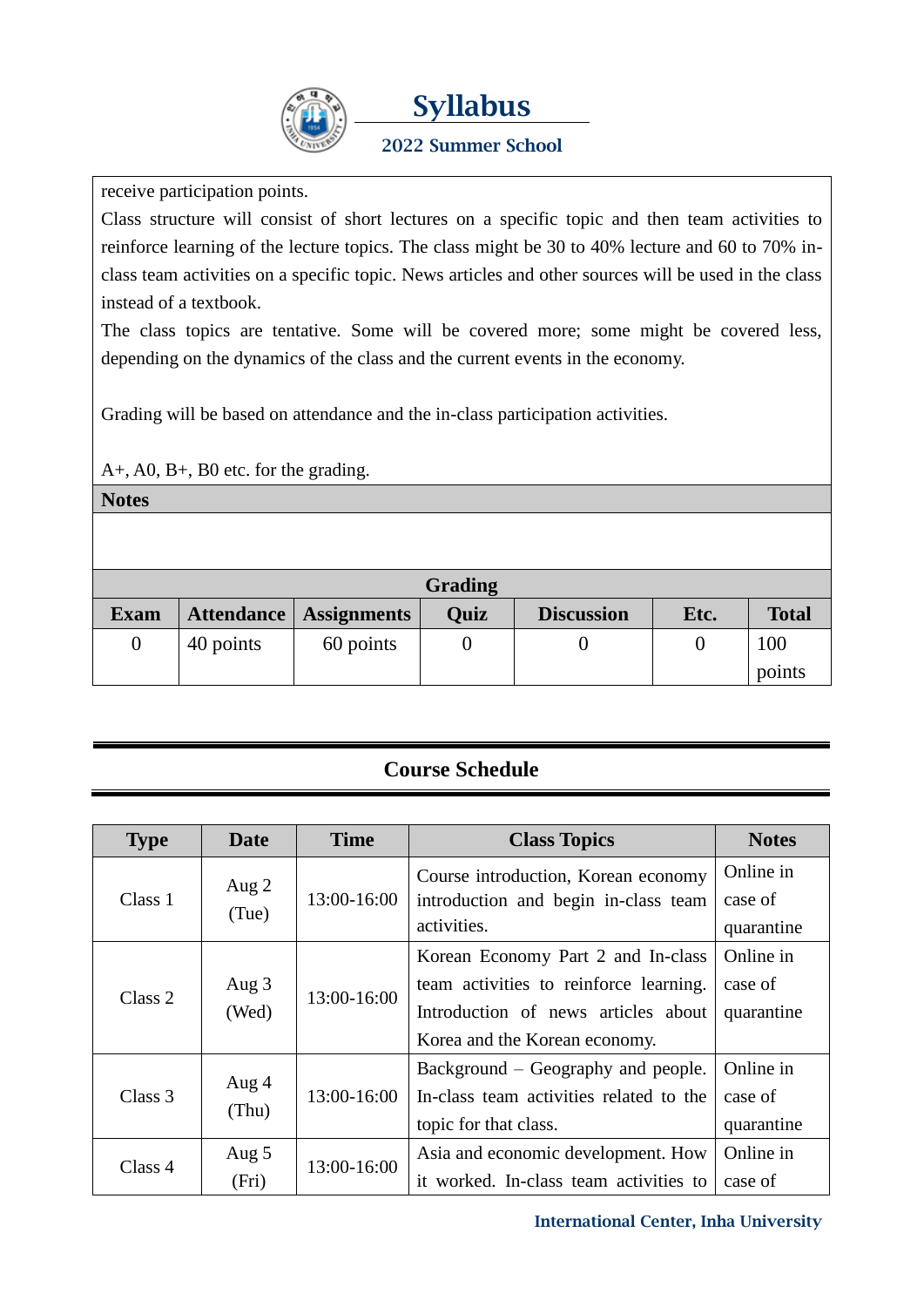receive participation points.

Class structure will consist of short lectures on a specific topic and then team activities to reinforce learning of the lecture topics. The class might be 30 to 40% lecture and 60 to 70% in-class team activities on a specific topic. News articles and other sources will be used in the class instead of a textbook.

The class topics are tentative. Some will be covered more; some might be covered less, depending on the dynamics of the class and the current events in the economy.

Grading will be based on attendance and the in-class participation activities.

A+, A0, B+, B0 etc. for the grading.

**Notes**

**Grading**

| Exam | Attendance | Assignments | Quiz | Discussion | Etc. | Total |
|---|---|---|---|---|---|---|
| 0 | 40 points | 60 points | 0 | 0 | 0 | 100 points |

## Course Schedule

| Type | Date | Time | Class Topics | Notes |
|---|---|---|---|---|
| Class 1 | Aug 2 (Tue) | 13:00-16:00 | Course introduction, Korean economy introduction and begin in-class team activities. | Online in case of quarantine |
| Class 2 | Aug 3 (Wed) | 13:00-16:00 | Korean Economy Part 2 and In-class team activities to reinforce learning. Introduction of news articles about Korea and the Korean economy. | Online in case of quarantine |
| Class 3 | Aug 4 (Thu) | 13:00-16:00 | Background – Geography and people. In-class team activities related to the topic for that class. | Online in case of quarantine |
| Class 4 | Aug 5 (Fri) | 13:00-16:00 | Asia and economic development. How it worked. In-class team activities to | Online in case of |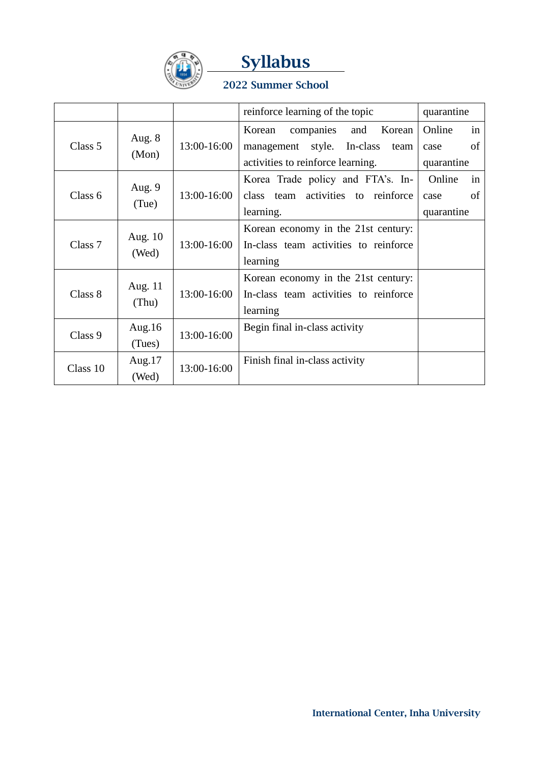# Syllabus

## 2022 Summer School

| | | | | |
|---|---|---|---|---|
| | | | reinforce learning of the topic | quarantine |
| Class 5 | Aug. 8 (Mon) | 13:00-16:00 | Korean companies and Korean management style. In-class team activities to reinforce learning. | Online in case of quarantine |
| Class 6 | Aug. 9 (Tue) | 13:00-16:00 | Korea Trade policy and FTA's. In-class team activities to reinforce learning. | Online in case of quarantine |
| Class 7 | Aug. 10 (Wed) | 13:00-16:00 | Korean economy in the 21st century: In-class team activities to reinforce learning | |
| Class 8 | Aug. 11 (Thu) | 13:00-16:00 | Korean economy in the 21st century: In-class team activities to reinforce learning | |
| Class 9 | Aug.16 (Tues) | 13:00-16:00 | Begin final in-class activity | |
| Class 10 | Aug.17 (Wed) | 13:00-16:00 | Finish final in-class activity | |